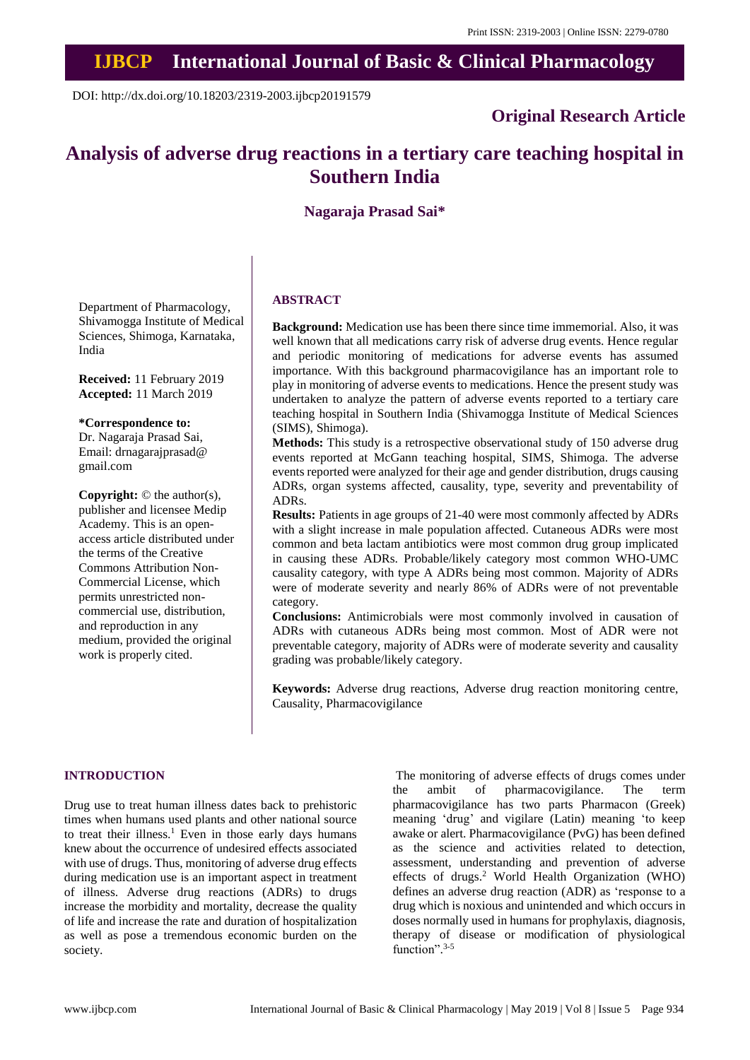Print ISSN: 2319-2003 | Online ISSN: 2279-0780

# IJBCP International Journal of Basic & Clinical Pharmacology

DOI: http://dx.doi.org/10.18203/2319-2003.ijbcp20191579

**Original Research Article**

# Analysis of adverse drug reactions in a tertiary care teaching hospital in Southern India

**Nagaraja Prasad Sai***

Department of Pharmacology, Shivamogga Institute of Medical Sciences, Shimoga, Karnataka, India

**Received:** 11 February 2019
**Accepted:** 11 March 2019

**\*Correspondence to:**
Dr. Nagaraja Prasad Sai,
Email: drnagarajprasad@gmail.com

**Copyright:** © the author(s), publisher and licensee Medip Academy. This is an open-access article distributed under the terms of the Creative Commons Attribution Non-Commercial License, which permits unrestricted non-commercial use, distribution, and reproduction in any medium, provided the original work is properly cited.

## ABSTRACT

**Background:** Medication use has been there since time immemorial. Also, it was well known that all medications carry risk of adverse drug events. Hence regular and periodic monitoring of medications for adverse events has assumed importance. With this background pharmacovigilance has an important role to play in monitoring of adverse events to medications. Hence the present study was undertaken to analyze the pattern of adverse events reported to a tertiary care teaching hospital in Southern India (Shivamogga Institute of Medical Sciences (SIMS), Shimoga).

**Methods:** This study is a retrospective observational study of 150 adverse drug events reported at McGann teaching hospital, SIMS, Shimoga. The adverse events reported were analyzed for their age and gender distribution, drugs causing ADRs, organ systems affected, causality, type, severity and preventability of ADRs.

**Results:** Patients in age groups of 21-40 were most commonly affected by ADRs with a slight increase in male population affected. Cutaneous ADRs were most common and beta lactam antibiotics were most common drug group implicated in causing these ADRs. Probable/likely category most common WHO-UMC causality category, with type A ADRs being most common. Majority of ADRs were of moderate severity and nearly 86% of ADRs were of not preventable category.

**Conclusions:** Antimicrobials were most commonly involved in causation of ADRs with cutaneous ADRs being most common. Most of ADR were not preventable category, majority of ADRs were of moderate severity and causality grading was probable/likely category.

**Keywords:** Adverse drug reactions, Adverse drug reaction monitoring centre, Causality, Pharmacovigilance

## INTRODUCTION

Drug use to treat human illness dates back to prehistoric times when humans used plants and other national source to treat their illness.[1] Even in those early days humans knew about the occurrence of undesired effects associated with use of drugs. Thus, monitoring of adverse drug effects during medication use is an important aspect in treatment of illness. Adverse drug reactions (ADRs) to drugs increase the morbidity and mortality, decrease the quality of life and increase the rate and duration of hospitalization as well as pose a tremendous economic burden on the society.

The monitoring of adverse effects of drugs comes under the ambit of pharmacovigilance. The term pharmacovigilance has two parts Pharmacon (Greek) meaning 'drug' and vigilare (Latin) meaning 'to keep awake or alert. Pharmacovigilance (PvG) has been defined as the science and activities related to detection, assessment, understanding and prevention of adverse effects of drugs.[2] World Health Organization (WHO) defines an adverse drug reaction (ADR) as 'response to a drug which is noxious and unintended and which occurs in doses normally used in humans for prophylaxis, diagnosis, therapy of disease or modification of physiological function".[3-5]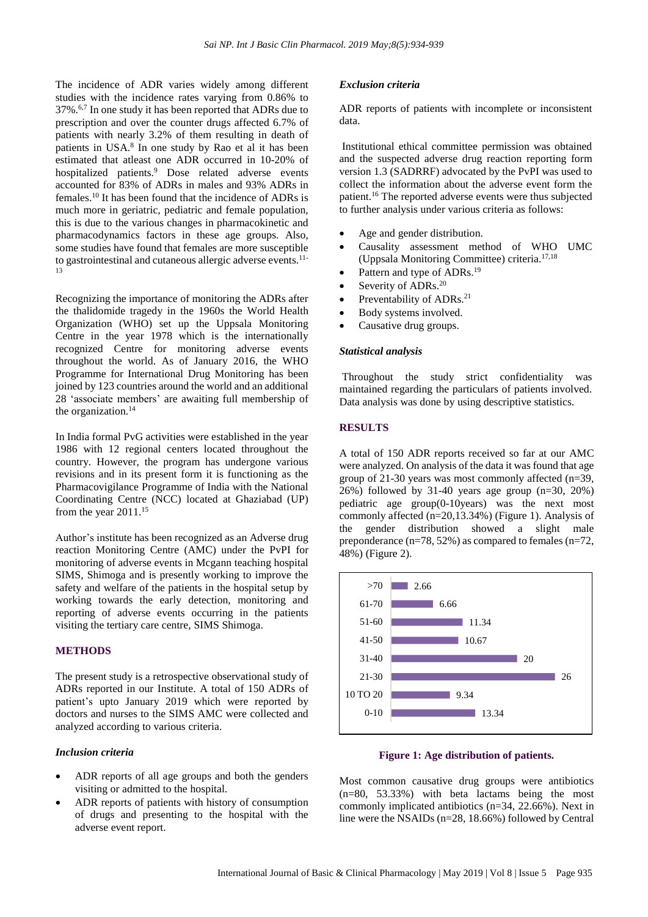The incidence of ADR varies widely among different studies with the incidence rates varying from 0.86% to 37%.[6,7] In one study it has been reported that ADRs due to prescription and over the counter drugs affected 6.7% of patients with nearly 3.2% of them resulting in death of patients in USA.[8] In one study by Rao et al it has been estimated that atleast one ADR occurred in 10-20% of hospitalized patients.[9] Dose related adverse events accounted for 83% of ADRs in males and 93% ADRs in females.[10] It has been found that the incidence of ADRs is much more in geriatric, pediatric and female population, this is due to the various changes in pharmacokinetic and pharmacodynamics factors in these age groups. Also, some studies have found that females are more susceptible to gastrointestinal and cutaneous allergic adverse events.[11-13]

Recognizing the importance of monitoring the ADRs after the thalidomide tragedy in the 1960s the World Health Organization (WHO) set up the Uppsala Monitoring Centre in the year 1978 which is the internationally recognized Centre for monitoring adverse events throughout the world. As of January 2016, the WHO Programme for International Drug Monitoring has been joined by 123 countries around the world and an additional 28 'associate members' are awaiting full membership of the organization.[14]

In India formal PvG activities were established in the year 1986 with 12 regional centers located throughout the country. However, the program has undergone various revisions and in its present form it is functioning as the Pharmacovigilance Programme of India with the National Coordinating Centre (NCC) located at Ghaziabad (UP) from the year 2011.[15]

Author's institute has been recognized as an Adverse drug reaction Monitoring Centre (AMC) under the PvPI for monitoring of adverse events in Mcgann teaching hospital SIMS, Shimoga and is presently working to improve the safety and welfare of the patients in the hospital setup by working towards the early detection, monitoring and reporting of adverse events occurring in the patients visiting the tertiary care centre, SIMS Shimoga.

## METHODS

The present study is a retrospective observational study of ADRs reported in our Institute. A total of 150 ADRs of patient's upto January 2019 which were reported by doctors and nurses to the SIMS AMC were collected and analyzed according to various criteria.

### *Inclusion criteria*

- ADR reports of all age groups and both the genders visiting or admitted to the hospital.
- ADR reports of patients with history of consumption of drugs and presenting to the hospital with the adverse event report.

### *Exclusion criteria*

ADR reports of patients with incomplete or inconsistent data.

Institutional ethical committee permission was obtained and the suspected adverse drug reaction reporting form version 1.3 (SADRRF) advocated by the PvPI was used to collect the information about the adverse event form the patient.[16] The reported adverse events were thus subjected to further analysis under various criteria as follows:

- Age and gender distribution.
- Causality assessment method of WHO UMC (Uppsala Monitoring Committee) criteria.[17,18]
- Pattern and type of ADRs.[19]
- Severity of ADRs.[20]
- Preventability of ADRs.[21]
- Body systems involved.
- Causative drug groups.

### *Statistical analysis*

Throughout the study strict confidentiality was maintained regarding the particulars of patients involved. Data analysis was done by using descriptive statistics.

## RESULTS

A total of 150 ADR reports received so far at our AMC were analyzed. On analysis of the data it was found that age group of 21-30 years was most commonly affected (n=39, 26%) followed by 31-40 years age group (n=30, 20%) pediatric age group(0-10years) was the next most commonly affected (n=20,13.34%) (Figure 1). Analysis of the gender distribution showed a slight male preponderance (n=78, 52%) as compared to females (n=72, 48%) (Figure 2).

| Age group | % |
|---|---|
| >70 | 2.66 |
| 61-70 | 6.66 |
| 51-60 | 11.34 |
| 41-50 | 10.67 |
| 31-40 | 20 |
| 21-30 | 26 |
| 10 TO 20 | 9.34 |
| 0-10 | 13.34 |

**Figure 1: Age distribution of patients.**

Most common causative drug groups were antibiotics (n=80, 53.33%) with beta lactams being the most commonly implicated antibiotics (n=34, 22.66%). Next in line were the NSAIDs (n=28, 18.66%) followed by Central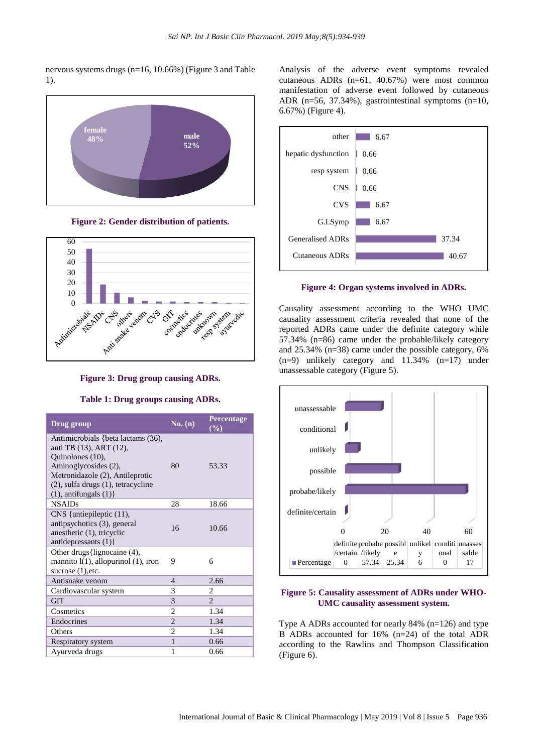nervous systems drugs (n=16, 10.66%) (Figure 3 and Table 1).

Figure 2: Gender distribution of patients.

Figure 3: Drug group causing ADRs.

**Table 1: Drug groups causing ADRs.**

| Drug group | No. (n) | Percentage (%) |
|---|---|---|
| Antimicrobials {beta lactams (36), anti TB (13), ART (12), Quinolones (10), Aminoglycosides (2), Metronidazole (2), Antileprotic (2), sulfa drugs (1), tetracycline (1), antifungals (1)} | 80 | 53.33 |
| NSAIDs | 28 | 18.66 |
| CNS {antiepileptic (11), antipsychotics (3), general anesthetic (1), tricyclic antidepressants (1)} | 16 | 10.66 |
| Other drugs{lignocaine (4), mannito l(1), allopurinol (1), iron sucrose (1),etc. | 9 | 6 |
| Antisnake venom | 4 | 2.66 |
| Cardiovascular system | 3 | 2 |
| GIT | 3 | 2 |
| Cosmetics | 2 | 1.34 |
| Endocrines | 2 | 1.34 |
| Others | 2 | 1.34 |
| Respiratory system | 1 | 0.66 |
| Ayurveda drugs | 1 | 0.66 |

Analysis of the adverse event symptoms revealed cutaneous ADRs (n=61, 40.67%) were most common manifestation of adverse event followed by cutaneous ADR (n=56, 37.34%), gastrointestinal symptoms (n=10, 6.67%) (Figure 4).

Figure 4: Organ systems involved in ADRs.

Causality assessment according to the WHO UMC causality assessment criteria revealed that none of the reported ADRs came under the definite category while 57.34% (n=86) came under the probable/likely category and 25.34% (n=38) came under the possible category, 6% (n=9) unlikely category and 11.34% (n=17) under unassessable category (Figure 5).

Figure 5: Causality assessment of ADRs under WHO-UMC causality assessment system.

Type A ADRs accounted for nearly 84% (n=126) and type B ADRs accounted for 16% (n=24) of the total ADR according to the Rawlins and Thompson Classification (Figure 6).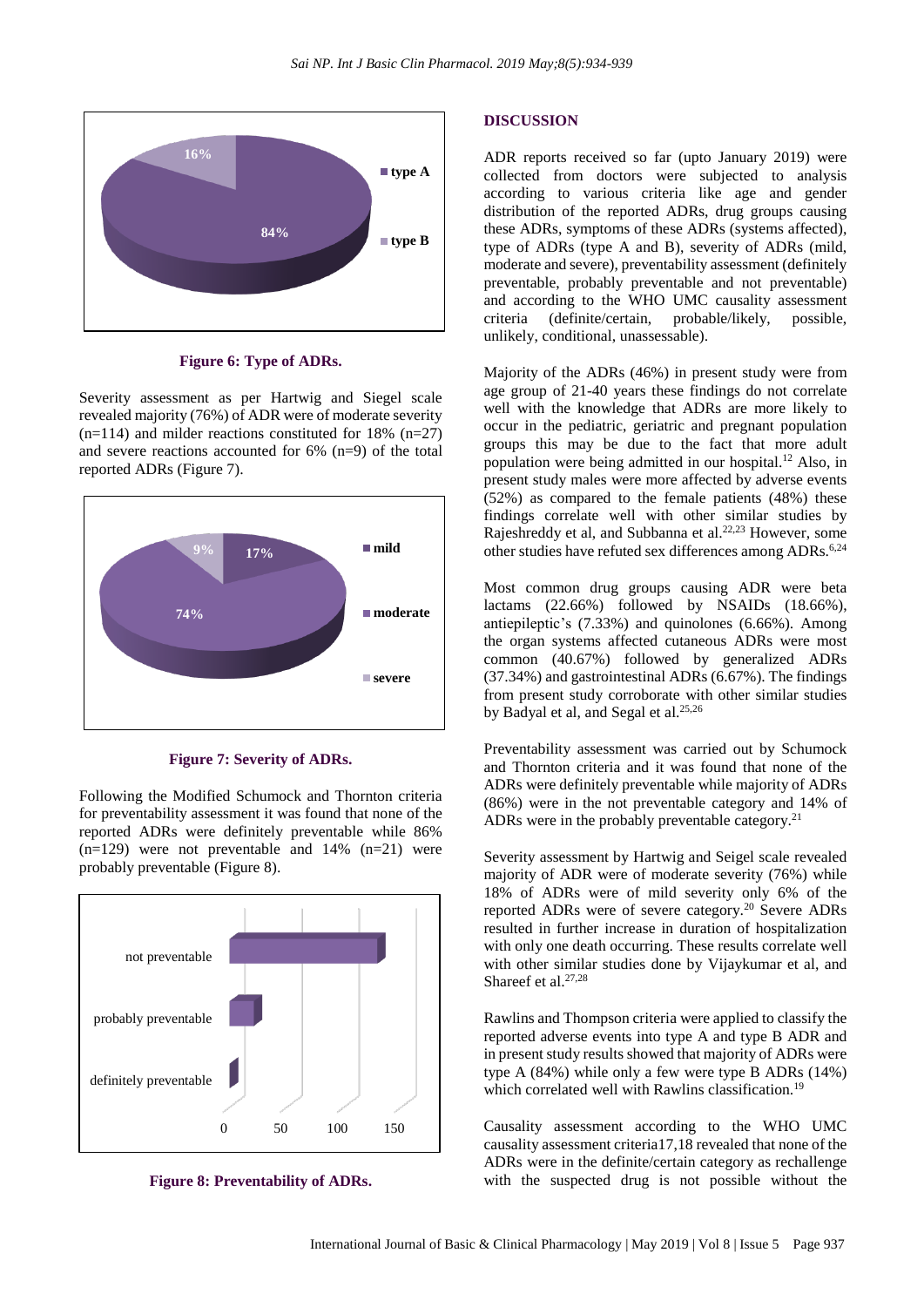Figure 6: Type of ADRs.

Severity assessment as per Hartwig and Siegel scale revealed majority (76%) of ADR were of moderate severity (n=114) and milder reactions constituted for 18% (n=27) and severe reactions accounted for 6% (n=9) of the total reported ADRs (Figure 7).

Figure 7: Severity of ADRs.

Following the Modified Schumock and Thornton criteria for preventability assessment it was found that none of the reported ADRs were definitely preventable while 86% (n=129) were not preventable and 14% (n=21) were probably preventable (Figure 8).

Figure 8: Preventability of ADRs.

## DISCUSSION

ADR reports received so far (upto January 2019) were collected from doctors were subjected to analysis according to various criteria like age and gender distribution of the reported ADRs, drug groups causing these ADRs, symptoms of these ADRs (systems affected), type of ADRs (type A and B), severity of ADRs (mild, moderate and severe), preventability assessment (definitely preventable, probably preventable and not preventable) and according to the WHO UMC causality assessment criteria (definite/certain, probable/likely, possible, unlikely, conditional, unassessable).

Majority of the ADRs (46%) in present study were from age group of 21-40 years these findings do not correlate well with the knowledge that ADRs are more likely to occur in the pediatric, geriatric and pregnant population groups this may be due to the fact that more adult population were being admitted in our hospital.[12] Also, in present study males were more affected by adverse events (52%) as compared to the female patients (48%) these findings correlate well with other similar studies by Rajeshreddy et al, and Subbanna et al.[22,23] However, some other studies have refuted sex differences among ADRs.[6,24]

Most common drug groups causing ADR were beta lactams (22.66%) followed by NSAIDs (18.66%), antiepileptic's (7.33%) and quinolones (6.66%). Among the organ systems affected cutaneous ADRs were most common (40.67%) followed by generalized ADRs (37.34%) and gastrointestinal ADRs (6.67%). The findings from present study corroborate with other similar studies by Badyal et al, and Segal et al.[25,26]

Preventability assessment was carried out by Schumock and Thornton criteria and it was found that none of the ADRs were definitely preventable while majority of ADRs (86%) were in the not preventable category and 14% of ADRs were in the probably preventable category.[21]

Severity assessment by Hartwig and Seigel scale revealed majority of ADR were of moderate severity (76%) while 18% of ADRs were of mild severity only 6% of the reported ADRs were of severe category.[20] Severe ADRs resulted in further increase in duration of hospitalization with only one death occurring. These results correlate well with other similar studies done by Vijaykumar et al, and Shareef et al.[27,28]

Rawlins and Thompson criteria were applied to classify the reported adverse events into type A and type B ADR and in present study results showed that majority of ADRs were type A (84%) while only a few were type B ADRs (14%) which correlated well with Rawlins classification.[19]

Causality assessment according to the WHO UMC causality assessment criteria17,18 revealed that none of the ADRs were in the definite/certain category as rechallenge with the suspected drug is not possible without the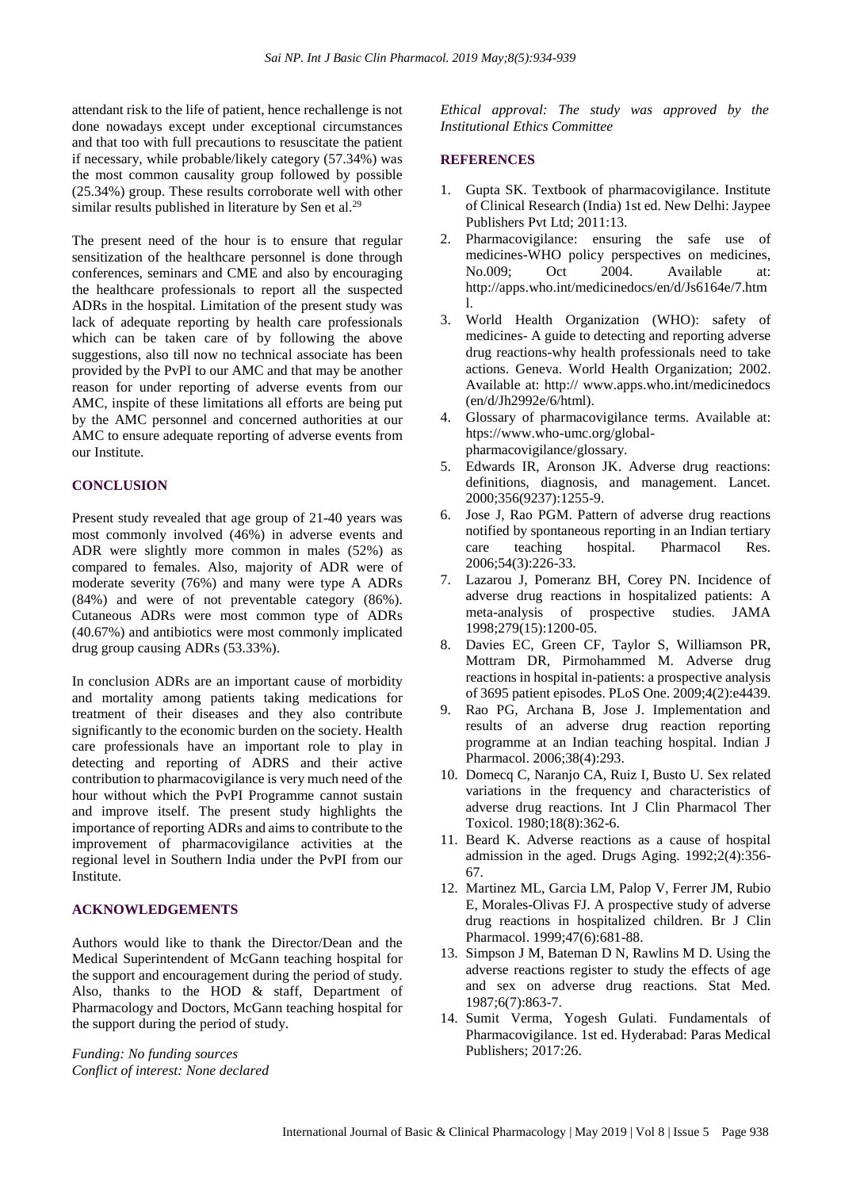attendant risk to the life of patient, hence rechallenge is not done nowadays except under exceptional circumstances and that too with full precautions to resuscitate the patient if necessary, while probable/likely category (57.34%) was the most common causality group followed by possible (25.34%) group. These results corroborate well with other similar results published in literature by Sen et al.[29]

The present need of the hour is to ensure that regular sensitization of the healthcare personnel is done through conferences, seminars and CME and also by encouraging the healthcare professionals to report all the suspected ADRs in the hospital. Limitation of the present study was lack of adequate reporting by health care professionals which can be taken care of by following the above suggestions, also till now no technical associate has been provided by the PvPI to our AMC and that may be another reason for under reporting of adverse events from our AMC, inspite of these limitations all efforts are being put by the AMC personnel and concerned authorities at our AMC to ensure adequate reporting of adverse events from our Institute.

## CONCLUSION

Present study revealed that age group of 21-40 years was most commonly involved (46%) in adverse events and ADR were slightly more common in males (52%) as compared to females. Also, majority of ADR were of moderate severity (76%) and many were type A ADRs (84%) and were of not preventable category (86%). Cutaneous ADRs were most common type of ADRs (40.67%) and antibiotics were most commonly implicated drug group causing ADRs (53.33%).

In conclusion ADRs are an important cause of morbidity and mortality among patients taking medications for treatment of their diseases and they also contribute significantly to the economic burden on the society. Health care professionals have an important role to play in detecting and reporting of ADRS and their active contribution to pharmacovigilance is very much need of the hour without which the PvPI Programme cannot sustain and improve itself. The present study highlights the importance of reporting ADRs and aims to contribute to the improvement of pharmacovigilance activities at the regional level in Southern India under the PvPI from our Institute.

## ACKNOWLEDGEMENTS

Authors would like to thank the Director/Dean and the Medical Superintendent of McGann teaching hospital for the support and encouragement during the period of study. Also, thanks to the HOD & staff, Department of Pharmacology and Doctors, McGann teaching hospital for the support during the period of study.

*Funding: No funding sources*
*Conflict of interest: None declared*
*Ethical approval: The study was approved by the Institutional Ethics Committee*

## REFERENCES

1. Gupta SK. Textbook of pharmacovigilance. Institute of Clinical Research (India) 1st ed. New Delhi: Jaypee Publishers Pvt Ltd; 2011:13.
2. Pharmacovigilance: ensuring the safe use of medicines-WHO policy perspectives on medicines, No.009; Oct 2004. Available at: http://apps.who.int/medicinedocs/en/d/Js6164e/7.html.
3. World Health Organization (WHO): safety of medicines- A guide to detecting and reporting adverse drug reactions-why health professionals need to take actions. Geneva. World Health Organization; 2002. Available at: http:// www.apps.who.int/medicinedocs (en/d/Jh2992e/6/html).
4. Glossary of pharmacovigilance terms. Available at: htps://www.who-umc.org/global-pharmacovigilance/glossary.
5. Edwards IR, Aronson JK. Adverse drug reactions: definitions, diagnosis, and management. Lancet. 2000;356(9237):1255-9.
6. Jose J, Rao PGM. Pattern of adverse drug reactions notified by spontaneous reporting in an Indian tertiary care teaching hospital. Pharmacol Res. 2006;54(3):226-33.
7. Lazarou J, Pomeranz BH, Corey PN. Incidence of adverse drug reactions in hospitalized patients: A meta-analysis of prospective studies. JAMA 1998;279(15):1200-05.
8. Davies EC, Green CF, Taylor S, Williamson PR, Mottram DR, Pirmohammed M. Adverse drug reactions in hospital in-patients: a prospective analysis of 3695 patient episodes. PLoS One. 2009;4(2):e4439.
9. Rao PG, Archana B, Jose J. Implementation and results of an adverse drug reaction reporting programme at an Indian teaching hospital. Indian J Pharmacol. 2006;38(4):293.
10. Domecq C, Naranjo CA, Ruiz I, Busto U. Sex related variations in the frequency and characteristics of adverse drug reactions. Int J Clin Pharmacol Ther Toxicol. 1980;18(8):362-6.
11. Beard K. Adverse reactions as a cause of hospital admission in the aged. Drugs Aging. 1992;2(4):356-67.
12. Martinez ML, Garcia LM, Palop V, Ferrer JM, Rubio E, Morales-Olivas FJ. A prospective study of adverse drug reactions in hospitalized children. Br J Clin Pharmacol. 1999;47(6):681-88.
13. Simpson J M, Bateman D N, Rawlins M D. Using the adverse reactions register to study the effects of age and sex on adverse drug reactions. Stat Med. 1987;6(7):863-7.
14. Sumit Verma, Yogesh Gulati. Fundamentals of Pharmacovigilance. 1st ed. Hyderabad: Paras Medical Publishers; 2017:26.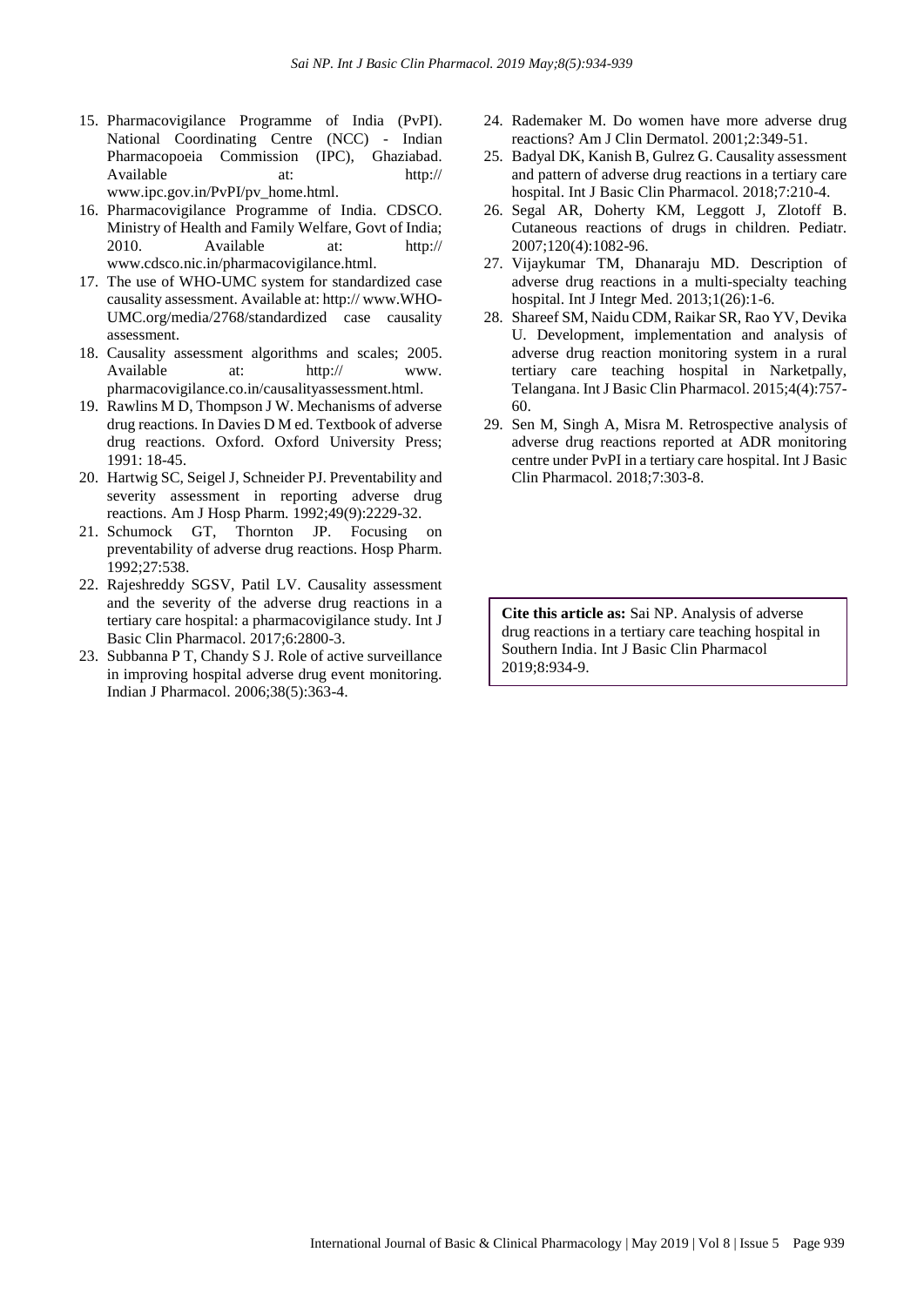15. Pharmacovigilance Programme of India (PvPI). National Coordinating Centre (NCC) - Indian Pharmacopoeia Commission (IPC), Ghaziabad. Available at: http:// www.ipc.gov.in/PvPI/pv_home.html.
16. Pharmacovigilance Programme of India. CDSCO. Ministry of Health and Family Welfare, Govt of India; 2010. Available at: http:// www.cdsco.nic.in/pharmacovigilance.html.
17. The use of WHO-UMC system for standardized case causality assessment. Available at: http:// www.WHO-UMC.org/media/2768/standardized case causality assessment.
18. Causality assessment algorithms and scales; 2005. Available at: http:// www. pharmacovigilance.co.in/causalityassessment.html.
19. Rawlins M D, Thompson J W. Mechanisms of adverse drug reactions. In Davies D M ed. Textbook of adverse drug reactions. Oxford. Oxford University Press; 1991: 18-45.
20. Hartwig SC, Seigel J, Schneider PJ. Preventability and severity assessment in reporting adverse drug reactions. Am J Hosp Pharm. 1992;49(9):2229-32.
21. Schumock GT, Thornton JP. Focusing on preventability of adverse drug reactions. Hosp Pharm. 1992;27:538.
22. Rajeshreddy SGSV, Patil LV. Causality assessment and the severity of the adverse drug reactions in a tertiary care hospital: a pharmacovigilance study. Int J Basic Clin Pharmacol. 2017;6:2800-3.
23. Subbanna P T, Chandy S J. Role of active surveillance in improving hospital adverse drug event monitoring. Indian J Pharmacol. 2006;38(5):363-4.
24. Rademaker M. Do women have more adverse drug reactions? Am J Clin Dermatol. 2001;2:349-51.
25. Badyal DK, Kanish B, Gulrez G. Causality assessment and pattern of adverse drug reactions in a tertiary care hospital. Int J Basic Clin Pharmacol. 2018;7:210-4.
26. Segal AR, Doherty KM, Leggott J, Zlotoff B. Cutaneous reactions of drugs in children. Pediatr. 2007;120(4):1082-96.
27. Vijaykumar TM, Dhanaraju MD. Description of adverse drug reactions in a multi-specialty teaching hospital. Int J Integr Med. 2013;1(26):1-6.
28. Shareef SM, Naidu CDM, Raikar SR, Rao YV, Devika U. Development, implementation and analysis of adverse drug reaction monitoring system in a rural tertiary care teaching hospital in Narketpally, Telangana. Int J Basic Clin Pharmacol. 2015;4(4):757-60.
29. Sen M, Singh A, Misra M. Retrospective analysis of adverse drug reactions reported at ADR monitoring centre under PvPI in a tertiary care hospital. Int J Basic Clin Pharmacol. 2018;7:303-8.

**Cite this article as:** Sai NP. Analysis of adverse drug reactions in a tertiary care teaching hospital in Southern India. Int J Basic Clin Pharmacol 2019;8:934-9.